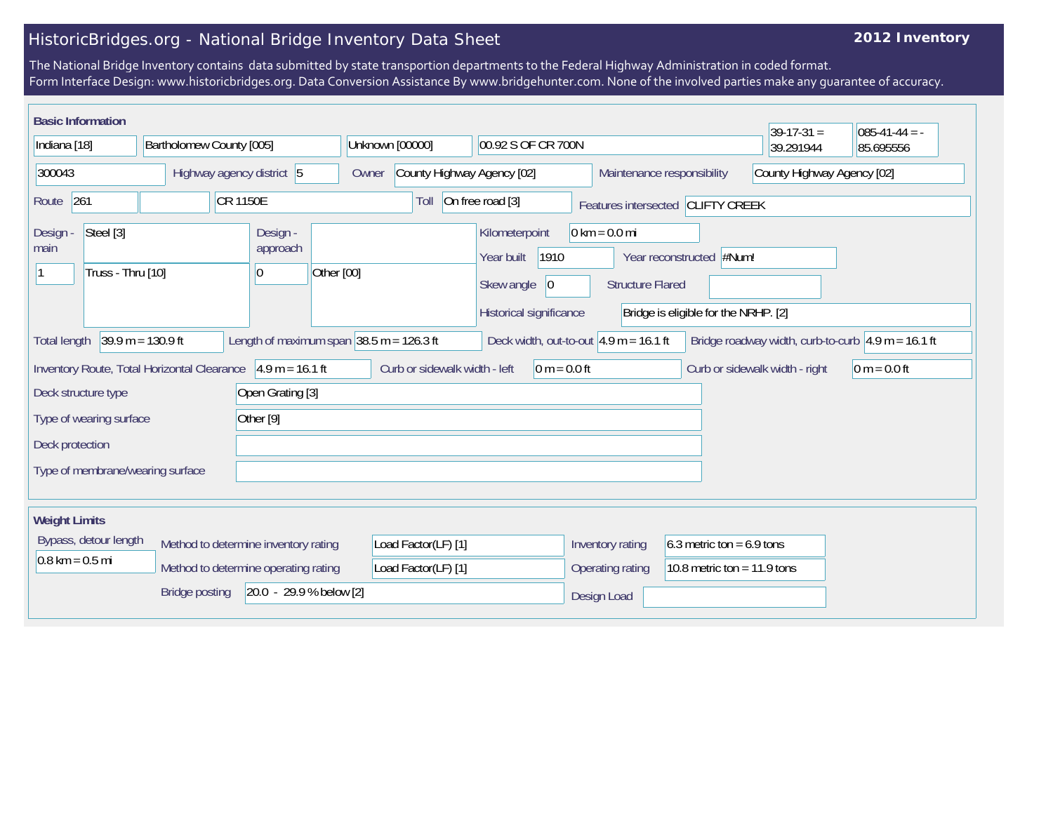# HistoricBridges.org - National Bridge Inventory Data Sheet

**2012 Inventory**

The National Bridge Inventory contains data submitted by state transportion departments to the Federal Highway Administration in coded format.
Form Interface Design: www.historicbridges.org. Data Conversion Assistance By www.bridgehunter.com. None of the involved parties make any guarantee of accuracy.

## Basic Information

| | | | | | |
|---|---|---|---|---|---|
| Indiana [18] | Bartholomew County [005] | Unknown [00000] | 00.92 S OF CR 700N | 39-17-31 = 39.291944 | 085-41-44 = -85.695556 |

| | |
|---|---|
| Structure number | 300043 |
| Highway agency district | 5 |
| Owner | County Highway Agency [02] |
| Maintenance responsibility | County Highway Agency [02] |
| Route | 261 |
| | CR 1150E |
| Toll | On free road [3] |
| Features intersected | CLIFTY CREEK |
| Design - main | Steel [3] |
| | 1 |
| | Truss - Thru [10] |
| Design - approach | |
| | 0 |
| | Other [00] |
| Kilometerpoint | 0 km = 0.0 mi |
| Year built | 1910 |
| Year reconstructed | #Num! |
| Skew angle | 0 |
| Structure Flared | |
| Historical significance | Bridge is eligible for the NRHP. [2] |
| Total length | 39.9 m = 130.9 ft |
| Length of maximum span | 38.5 m = 126.3 ft |
| Deck width, out-to-out | 4.9 m = 16.1 ft |
| Bridge roadway width, curb-to-curb | 4.9 m = 16.1 ft |
| Inventory Route, Total Horizontal Clearance | 4.9 m = 16.1 ft |
| Curb or sidewalk width - left | 0 m = 0.0 ft |
| Curb or sidewalk width - right | 0 m = 0.0 ft |
| Deck structure type | Open Grating [3] |
| Type of wearing surface | Other [9] |
| Deck protection | |
| Type of membrane/wearing surface | |

## Weight Limits

| | |
|---|---|
| Bypass, detour length | 0.8 km = 0.5 mi |
| Method to determine inventory rating | Load Factor(LF) [1] |
| Method to determine operating rating | Load Factor(LF) [1] |
| Bridge posting | 20.0 - 29.9 % below [2] |
| Inventory rating | 6.3 metric ton = 6.9 tons |
| Operating rating | 10.8 metric ton = 11.9 tons |
| Design Load | |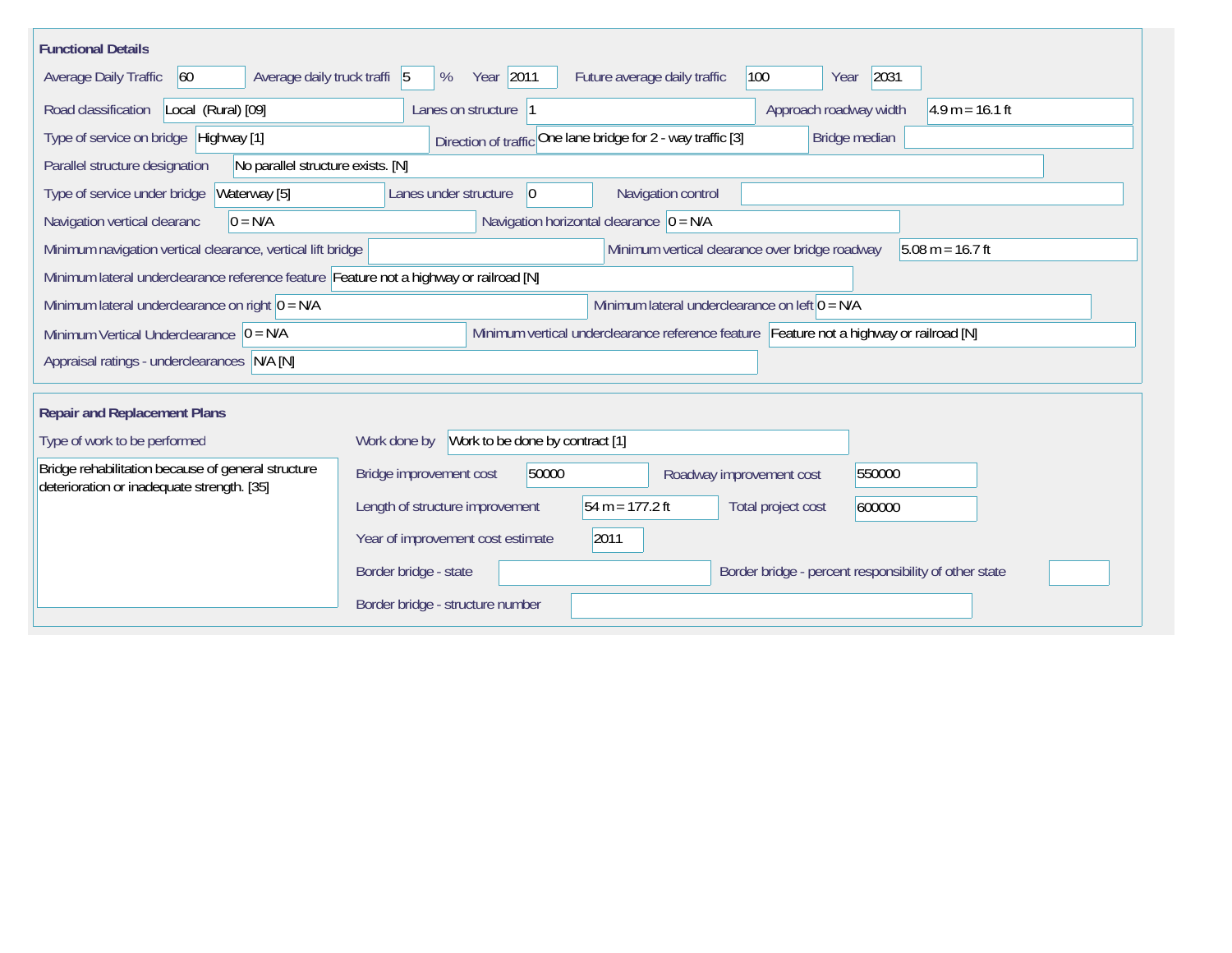## Functional Details

| Field | Value |
|---|---|
| Average Daily Traffic | 60 |
| Average daily truck traffi | 5 % |
| Year | 2011 |
| Future average daily traffic | 100 |
| Year | 2031 |
| Road classification | Local (Rural) [09] |
| Lanes on structure | 1 |
| Approach roadway width | 4.9 m = 16.1 ft |
| Type of service on bridge | Highway [1] |
| Direction of traffic | One lane bridge for 2 - way traffic [3] |
| Bridge median | |
| Parallel structure designation | No parallel structure exists. [N] |
| Type of service under bridge | Waterway [5] |
| Lanes under structure | 0 |
| Navigation control | |
| Navigation vertical clearanc | 0 = N/A |
| Navigation horizontal clearance | 0 = N/A |
| Minimum navigation vertical clearance, vertical lift bridge | |
| Minimum vertical clearance over bridge roadway | 5.08 m = 16.7 ft |
| Minimum lateral underclearance reference feature | Feature not a highway or railroad [N] |
| Minimum lateral underclearance on right | 0 = N/A |
| Minimum lateral underclearance on left | 0 = N/A |
| Minimum Vertical Underclearance | 0 = N/A |
| Minimum vertical underclearance reference feature | Feature not a highway or railroad [N] |
| Appraisal ratings - underclearances | N/A [N] |

## Repair and Replacement Plans

| Field | Value |
|---|---|
| Type of work to be performed | Bridge rehabilitation because of general structure deterioration or inadequate strength. [35] |
| Work done by | Work to be done by contract [1] |
| Bridge improvement cost | 50000 |
| Roadway improvement cost | 550000 |
| Length of structure improvement | 54 m = 177.2 ft |
| Total project cost | 600000 |
| Year of improvement cost estimate | 2011 |
| Border bridge - state | |
| Border bridge - percent responsibility of other state | |
| Border bridge - structure number | |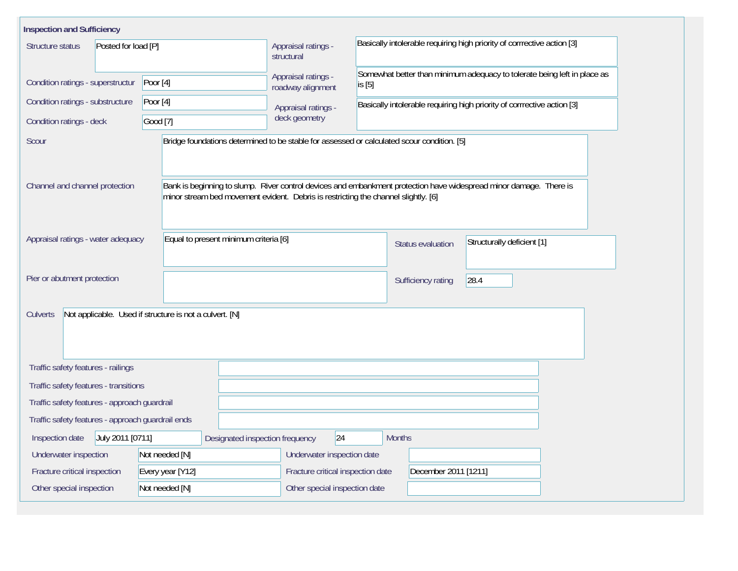## Inspection and Sufficiency

| Field | Value |
| --- | --- |
| Structure status | Posted for load [P] |
| Appraisal ratings - structural | Basically intolerable requiring high priority of corrrective action [3] |
| Condition ratings - superstructur | Poor [4] |
| Appraisal ratings - roadway alignment | Somewhat better than minimum adequacy to tolerate being left in place as is [5] |
| Condition ratings - substructure | Poor [4] |
| Appraisal ratings - deck geometry | Basically intolerable requiring high priority of corrrective action [3] |
| Condition ratings - deck | Good [7] |
| Scour | Bridge foundations determined to be stable for assessed or calculated scour condition. [5] |
| Channel and channel protection | Bank is beginning to slump. River control devices and embankment protection have widespread minor damage. There is minor stream bed movement evident. Debris is restricting the channel slightly. [6] |
| Appraisal ratings - water adequacy | Equal to present minimum criteria [6] |
| Status evaluation | Structurally deficient [1] |
| Pier or abutment protection | |
| Sufficiency rating | 28.4 |
| Culverts | Not applicable. Used if structure is not a culvert. [N] |
| Traffic safety features - railings | |
| Traffic safety features - transitions | |
| Traffic safety features - approach guardrail | |
| Traffic safety features - approach guardrail ends | |
| Inspection date | July 2011 [0711] |
| Designated inspection frequency | 24 Months |
| Underwater inspection | Not needed [N] |
| Underwater inspection date | |
| Fracture critical inspection | Every year [Y12] |
| Fracture critical inspection date | December 2011 [1211] |
| Other special inspection | Not needed [N] |
| Other special inspection date | |